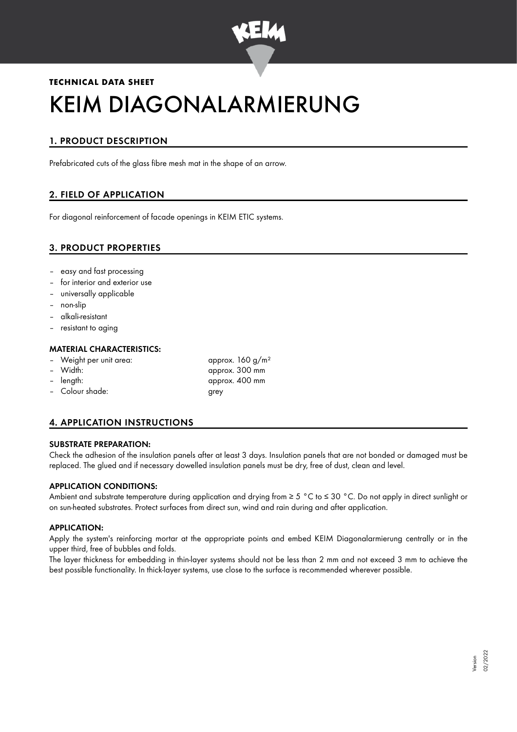**TECHNICAL DATA SHEET**

# KEIM DIAGONALARMIERUNG

## 1. PRODUCT DESCRIPTION

Prefabricated cuts of the glass fibre mesh mat in the shape of an arrow.

## 2. FIELD OF APPLICATION

For diagonal reinforcement of facade openings in KEIM ETIC systems.

## 3. PRODUCT PROPERTIES

- easy and fast processing
- for interior and exterior use
- universally applicable
- non-slip
- alkali-resistant
- resistant to aging

### MATERIAL CHARACTERISTICS:

- Weight per unit area: approx. 160 g/m²
- Width: approx. 300 mm
- length: approx. 400 mm
- Colour shade: grey

## 4. APPLICATION INSTRUCTIONS

### SUBSTRATE PREPARATION:

Check the adhesion of the insulation panels after at least 3 days. Insulation panels that are not bonded or damaged must be replaced. The glued and if necessary dowelled insulation panels must be dry, free of dust, clean and level.

### APPLICATION CONDITIONS:

Ambient and substrate temperature during application and drying from ≥ 5 °C to ≤ 30 °C. Do not apply in direct sunlight or on sun-heated substrates. Protect surfaces from direct sun, wind and rain during and after application.

### APPLICATION:

Apply the system's reinforcing mortar at the appropriate points and embed KEIM Diagonalarmierung centrally or in the upper third, free of bubbles and folds.

The layer thickness for embedding in thin-layer systems should not be less than 2 mm and not exceed 3 mm to achieve the best possible functionality. In thick-layer systems, use close to the surface is recommended wherever possible.

Version 02/2022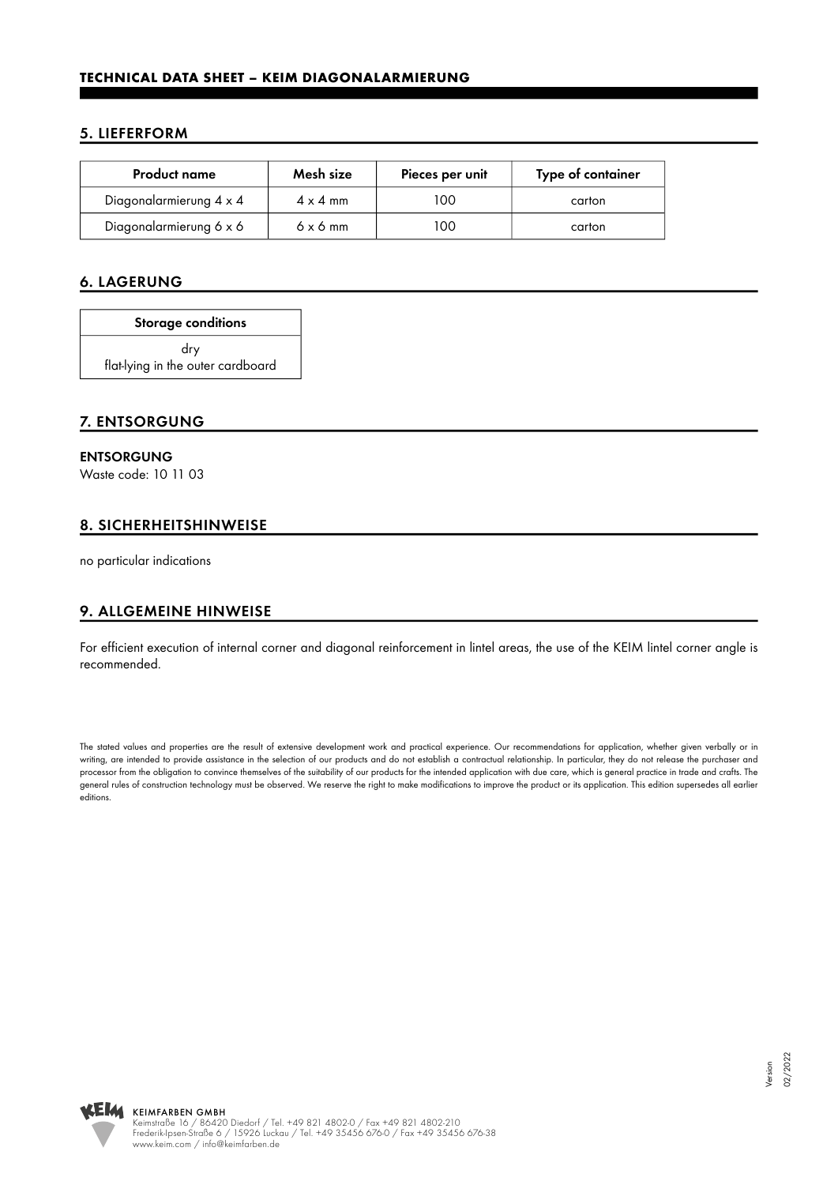## 5. LIEFERFORM

| Product name | Mesh size | Pieces per unit | Type of container |
|---|---|---|---|
| Diagonalarmierung 4 x 4 | 4 x 4 mm | 100 | carton |
| Diagonalarmierung 6 x 6 | 6 x 6 mm | 100 | carton |

## 6. LAGERUNG

| Storage conditions |
|---|
| dry<br>flat-lying in the outer cardboard |

## 7. ENTSORGUNG

**ENTSORGUNG**

Waste code: 10 11 03

## 8. SICHERHEITSHINWEISE

no particular indications

## 9. ALLGEMEINE HINWEISE

For efficient execution of internal corner and diagonal reinforcement in lintel areas, the use of the KEIM lintel corner angle is recommended.

The stated values and properties are the result of extensive development work and practical experience. Our recommendations for application, whether given verbally or in writing, are intended to provide assistance in the selection of our products and do not establish a contractual relationship. In particular, they do not release the purchaser and processor from the obligation to convince themselves of the suitability of our products for the intended application with due care, which is general practice in trade and crafts. The general rules of construction technology must be observed. We reserve the right to make modifications to improve the product or its application. This edition supersedes all earlier editions.

KEIMFARBEN GMBH
Keimstraße 16 / 86420 Diedorf / Tel. +49 821 4802-0 / Fax +49 821 4802-210
Frederik-Ipsen-Straße 6 / 15926 Luckau / Tel. +49 35456 676-0 / Fax +49 35456 676-38
www.keim.com / info@keimfarben.de

Version 02/2022